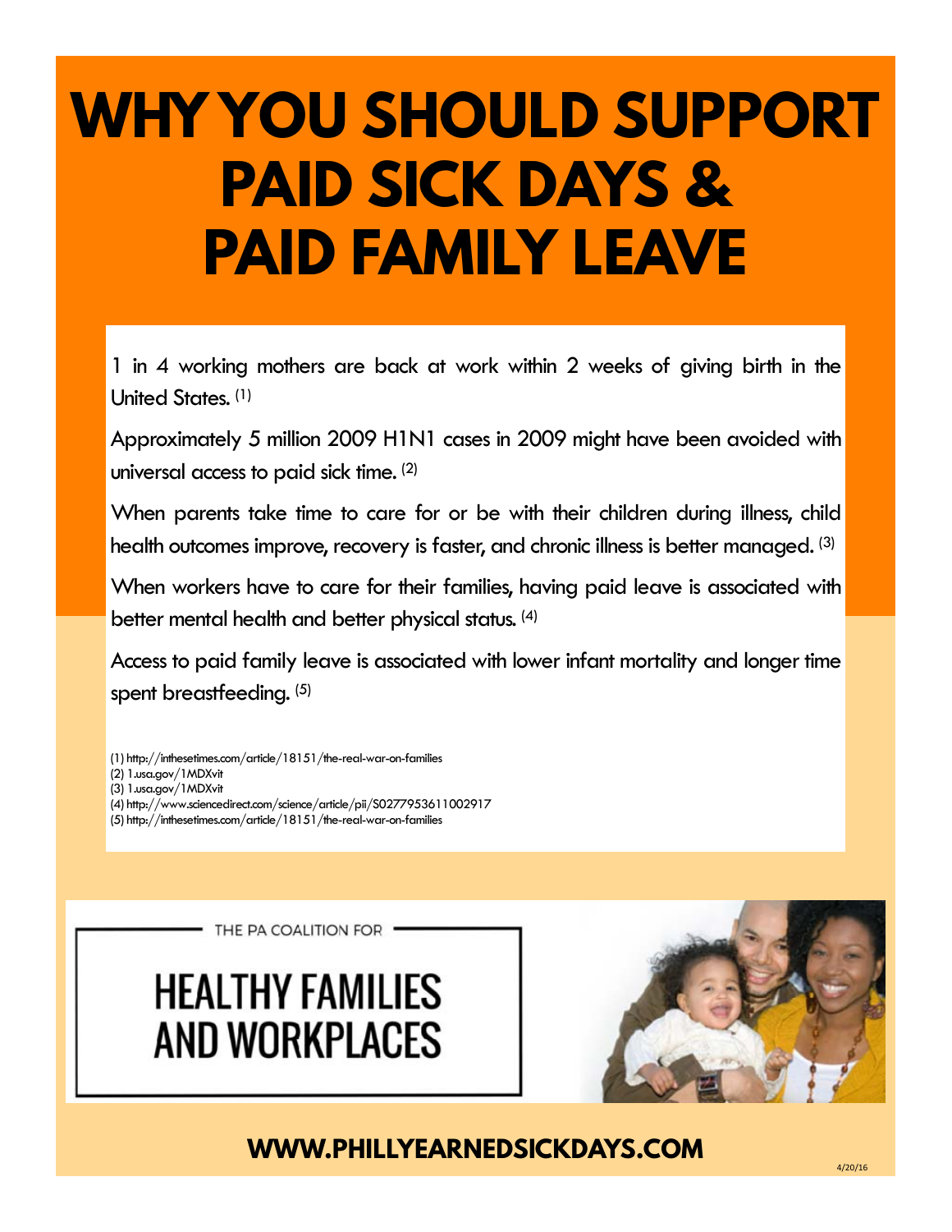# WHY YOU SHOULD SUPPORT PAID SICK DAYS & PAID FAMILY LEAVE

1 in 4 working mothers are back at work within 2 weeks of giving birth in the United States. (1)

Approximately 5 million 2009 H1N1 cases in 2009 might have been avoided with universal access to paid sick time. (2)

When parents take time to care for or be with their children during illness, child health outcomes improve, recovery is faster, and chronic illness is better managed. (3)

When workers have to care for their families, having paid leave is associated with better mental health and better physical status. (4)

Access to paid family leave is associated with lower infant mortality and longer time spent breastfeeding. (5)

(1) http://inthesetimes.com/article/18151/the-real-war-on-families
(2) 1.usa.gov/1MDXvit
(3) 1.usa.gov/1MDXvit
(4) http://www.sciencedirect.com/science/article/pii/S0277953611002917
(5) http://inthesetimes.com/article/18151/the-real-war-on-families

THE PA COALITION FOR

## HEALTHY FAMILIES AND WORKPLACES

**WWW.PHILLYEARNEDSICKDAYS.COM**

4/20/16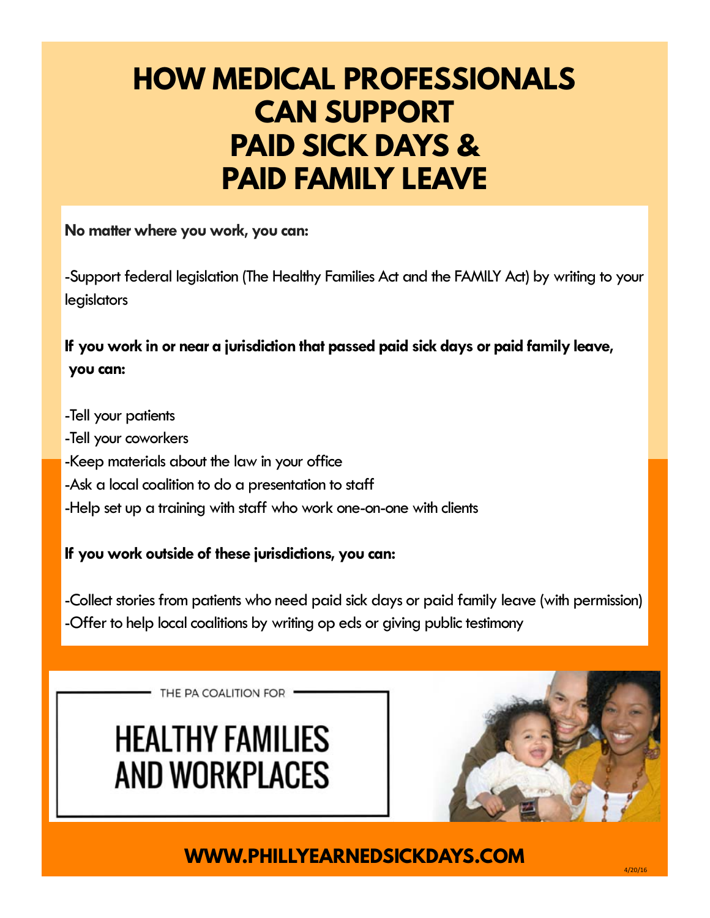# HOW MEDICAL PROFESSIONALS CAN SUPPORT PAID SICK DAYS & PAID FAMILY LEAVE

**No matter where you work, you can:**

-Support federal legislation (The Healthy Families Act and the FAMILY Act) by writing to your legislators

**If you work in or near a jurisdiction that passed paid sick days or paid family leave, you can:**

-Tell your patients
-Tell your coworkers
-Keep materials about the law in your office
-Ask a local coalition to do a presentation to staff
-Help set up a training with staff who work one-on-one with clients

**If you work outside of these jurisdictions, you can:**

-Collect stories from patients who need paid sick days or paid family leave (with permission)
-Offer to help local coalitions by writing op eds or giving public testimony

THE PA COALITION FOR

HEALTHY FAMILIES AND WORKPLACES

**WWW.PHILLYEARNEDSICKDAYS.COM**

4/20/16